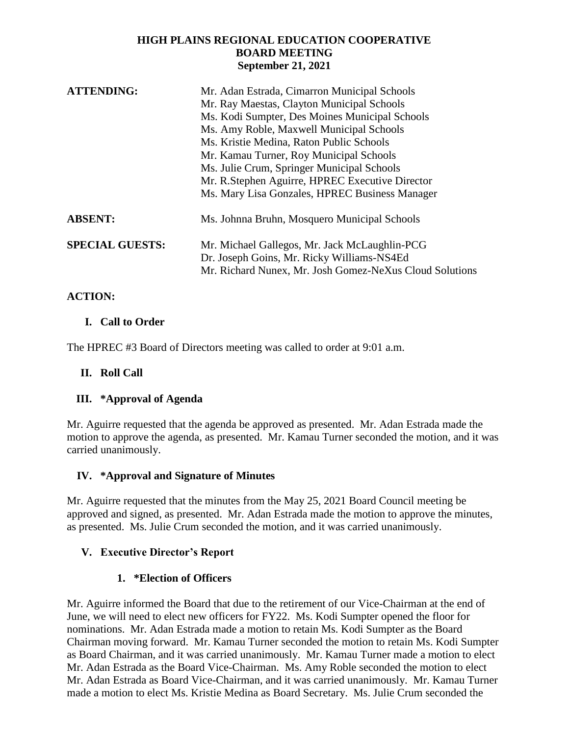**HIGH PLAINS REGIONAL EDUCATION COOPERATIVE**
**BOARD MEETING**
**September 21, 2021**

| | |
|---|---|
| **ATTENDING:** | Mr. Adan Estrada, Cimarron Municipal Schools |
| | Mr. Ray Maestas, Clayton Municipal Schools |
| | Ms. Kodi Sumpter, Des Moines Municipal Schools |
| | Ms. Amy Roble, Maxwell Municipal Schools |
| | Ms. Kristie Medina, Raton Public Schools |
| | Mr. Kamau Turner, Roy Municipal Schools |
| | Ms. Julie Crum, Springer Municipal Schools |
| | Mr. R.Stephen Aguirre, HPREC Executive Director |
| | Ms. Mary Lisa Gonzales, HPREC Business Manager |
| **ABSENT:** | Ms. Johnna Bruhn, Mosquero Municipal Schools |
| **SPECIAL GUESTS:** | Mr. Michael Gallegos, Mr. Jack McLaughlin-PCG |
| | Dr. Joseph Goins, Mr. Ricky Williams-NS4Ed |
| | Mr. Richard Nunex, Mr. Josh Gomez-NeXus Cloud Solutions |

**ACTION:**

## I. Call to Order

The HPREC #3 Board of Directors meeting was called to order at 9:01 a.m.

## II. Roll Call

## III. *Approval of Agenda

Mr. Aguirre requested that the agenda be approved as presented. Mr. Adan Estrada made the motion to approve the agenda, as presented. Mr. Kamau Turner seconded the motion, and it was carried unanimously.

## IV. *Approval and Signature of Minutes

Mr. Aguirre requested that the minutes from the May 25, 2021 Board Council meeting be approved and signed, as presented. Mr. Adan Estrada made the motion to approve the minutes, as presented. Ms. Julie Crum seconded the motion, and it was carried unanimously.

## V. Executive Director's Report

### 1. *Election of Officers

Mr. Aguirre informed the Board that due to the retirement of our Vice-Chairman at the end of June, we will need to elect new officers for FY22. Ms. Kodi Sumpter opened the floor for nominations. Mr. Adan Estrada made a motion to retain Ms. Kodi Sumpter as the Board Chairman moving forward. Mr. Kamau Turner seconded the motion to retain Ms. Kodi Sumpter as Board Chairman, and it was carried unanimously. Mr. Kamau Turner made a motion to elect Mr. Adan Estrada as the Board Vice-Chairman. Ms. Amy Roble seconded the motion to elect Mr. Adan Estrada as Board Vice-Chairman, and it was carried unanimously. Mr. Kamau Turner made a motion to elect Ms. Kristie Medina as Board Secretary. Ms. Julie Crum seconded the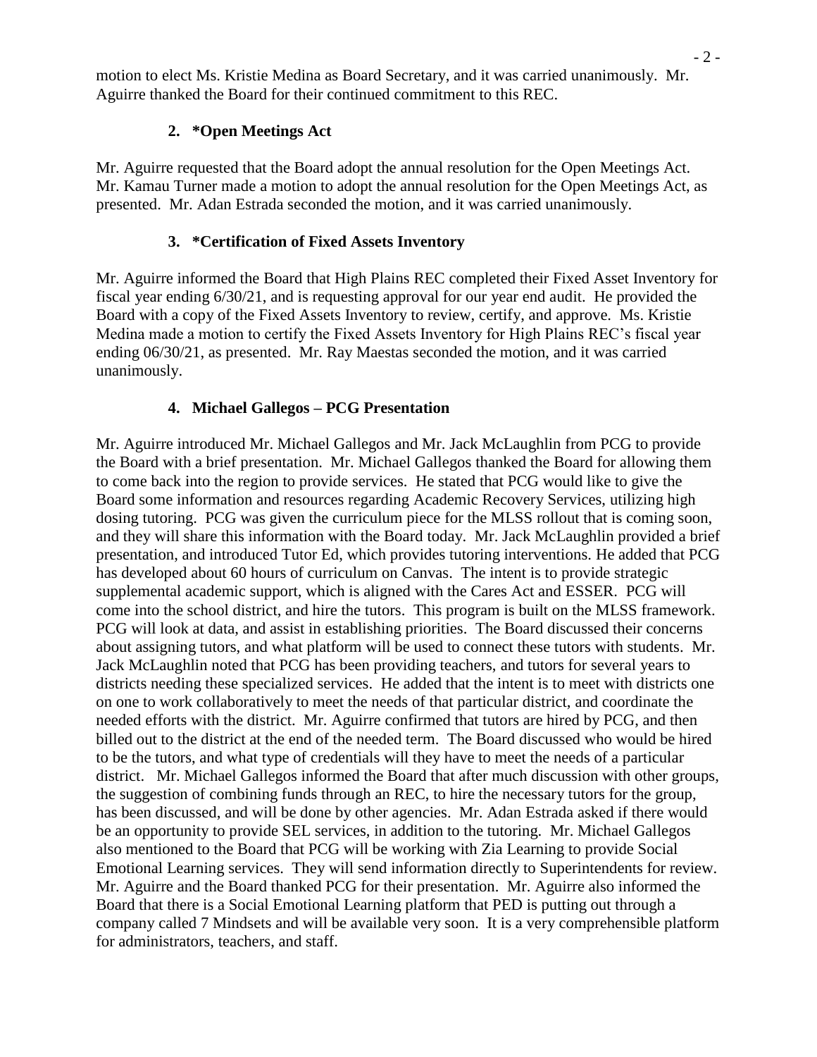motion to elect Ms. Kristie Medina as Board Secretary, and it was carried unanimously. Mr. Aguirre thanked the Board for their continued commitment to this REC.

### 2. *Open Meetings Act

Mr. Aguirre requested that the Board adopt the annual resolution for the Open Meetings Act. Mr. Kamau Turner made a motion to adopt the annual resolution for the Open Meetings Act, as presented. Mr. Adan Estrada seconded the motion, and it was carried unanimously.

### 3. *Certification of Fixed Assets Inventory

Mr. Aguirre informed the Board that High Plains REC completed their Fixed Asset Inventory for fiscal year ending 6/30/21, and is requesting approval for our year end audit. He provided the Board with a copy of the Fixed Assets Inventory to review, certify, and approve. Ms. Kristie Medina made a motion to certify the Fixed Assets Inventory for High Plains REC's fiscal year ending 06/30/21, as presented. Mr. Ray Maestas seconded the motion, and it was carried unanimously.

### 4. Michael Gallegos – PCG Presentation

Mr. Aguirre introduced Mr. Michael Gallegos and Mr. Jack McLaughlin from PCG to provide the Board with a brief presentation. Mr. Michael Gallegos thanked the Board for allowing them to come back into the region to provide services. He stated that PCG would like to give the Board some information and resources regarding Academic Recovery Services, utilizing high dosing tutoring. PCG was given the curriculum piece for the MLSS rollout that is coming soon, and they will share this information with the Board today. Mr. Jack McLaughlin provided a brief presentation, and introduced Tutor Ed, which provides tutoring interventions. He added that PCG has developed about 60 hours of curriculum on Canvas. The intent is to provide strategic supplemental academic support, which is aligned with the Cares Act and ESSER. PCG will come into the school district, and hire the tutors. This program is built on the MLSS framework. PCG will look at data, and assist in establishing priorities. The Board discussed their concerns about assigning tutors, and what platform will be used to connect these tutors with students. Mr. Jack McLaughlin noted that PCG has been providing teachers, and tutors for several years to districts needing these specialized services. He added that the intent is to meet with districts one on one to work collaboratively to meet the needs of that particular district, and coordinate the needed efforts with the district. Mr. Aguirre confirmed that tutors are hired by PCG, and then billed out to the district at the end of the needed term. The Board discussed who would be hired to be the tutors, and what type of credentials will they have to meet the needs of a particular district. Mr. Michael Gallegos informed the Board that after much discussion with other groups, the suggestion of combining funds through an REC, to hire the necessary tutors for the group, has been discussed, and will be done by other agencies. Mr. Adan Estrada asked if there would be an opportunity to provide SEL services, in addition to the tutoring. Mr. Michael Gallegos also mentioned to the Board that PCG will be working with Zia Learning to provide Social Emotional Learning services. They will send information directly to Superintendents for review. Mr. Aguirre and the Board thanked PCG for their presentation. Mr. Aguirre also informed the Board that there is a Social Emotional Learning platform that PED is putting out through a company called 7 Mindsets and will be available very soon. It is a very comprehensible platform for administrators, teachers, and staff.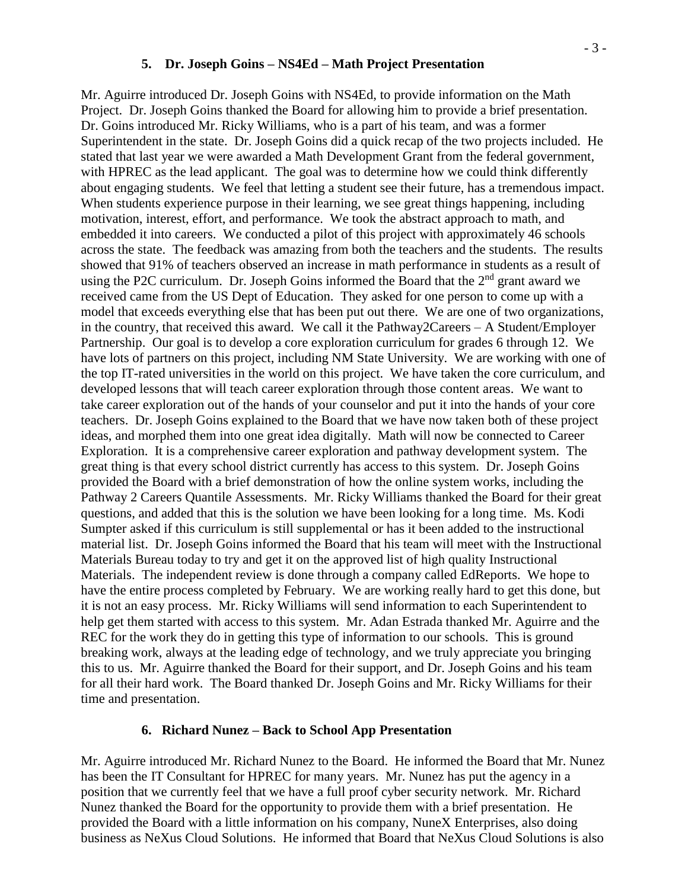### 5. Dr. Joseph Goins – NS4Ed – Math Project Presentation

Mr. Aguirre introduced Dr. Joseph Goins with NS4Ed, to provide information on the Math Project. Dr. Joseph Goins thanked the Board for allowing him to provide a brief presentation. Dr. Goins introduced Mr. Ricky Williams, who is a part of his team, and was a former Superintendent in the state. Dr. Joseph Goins did a quick recap of the two projects included. He stated that last year we were awarded a Math Development Grant from the federal government, with HPREC as the lead applicant. The goal was to determine how we could think differently about engaging students. We feel that letting a student see their future, has a tremendous impact. When students experience purpose in their learning, we see great things happening, including motivation, interest, effort, and performance. We took the abstract approach to math, and embedded it into careers. We conducted a pilot of this project with approximately 46 schools across the state. The feedback was amazing from both the teachers and the students. The results showed that 91% of teachers observed an increase in math performance in students as a result of using the P2C curriculum. Dr. Joseph Goins informed the Board that the 2nd grant award we received came from the US Dept of Education. They asked for one person to come up with a model that exceeds everything else that has been put out there. We are one of two organizations, in the country, that received this award. We call it the Pathway2Careers – A Student/Employer Partnership. Our goal is to develop a core exploration curriculum for grades 6 through 12. We have lots of partners on this project, including NM State University. We are working with one of the top IT-rated universities in the world on this project. We have taken the core curriculum, and developed lessons that will teach career exploration through those content areas. We want to take career exploration out of the hands of your counselor and put it into the hands of your core teachers. Dr. Joseph Goins explained to the Board that we have now taken both of these project ideas, and morphed them into one great idea digitally. Math will now be connected to Career Exploration. It is a comprehensive career exploration and pathway development system. The great thing is that every school district currently has access to this system. Dr. Joseph Goins provided the Board with a brief demonstration of how the online system works, including the Pathway 2 Careers Quantile Assessments. Mr. Ricky Williams thanked the Board for their great questions, and added that this is the solution we have been looking for a long time. Ms. Kodi Sumpter asked if this curriculum is still supplemental or has it been added to the instructional material list. Dr. Joseph Goins informed the Board that his team will meet with the Instructional Materials Bureau today to try and get it on the approved list of high quality Instructional Materials. The independent review is done through a company called EdReports. We hope to have the entire process completed by February. We are working really hard to get this done, but it is not an easy process. Mr. Ricky Williams will send information to each Superintendent to help get them started with access to this system. Mr. Adan Estrada thanked Mr. Aguirre and the REC for the work they do in getting this type of information to our schools. This is ground breaking work, always at the leading edge of technology, and we truly appreciate you bringing this to us. Mr. Aguirre thanked the Board for their support, and Dr. Joseph Goins and his team for all their hard work. The Board thanked Dr. Joseph Goins and Mr. Ricky Williams for their time and presentation.

### 6. Richard Nunez – Back to School App Presentation

Mr. Aguirre introduced Mr. Richard Nunez to the Board. He informed the Board that Mr. Nunez has been the IT Consultant for HPREC for many years. Mr. Nunez has put the agency in a position that we currently feel that we have a full proof cyber security network. Mr. Richard Nunez thanked the Board for the opportunity to provide them with a brief presentation. He provided the Board with a little information on his company, NuneX Enterprises, also doing business as NeXus Cloud Solutions. He informed that Board that NeXus Cloud Solutions is also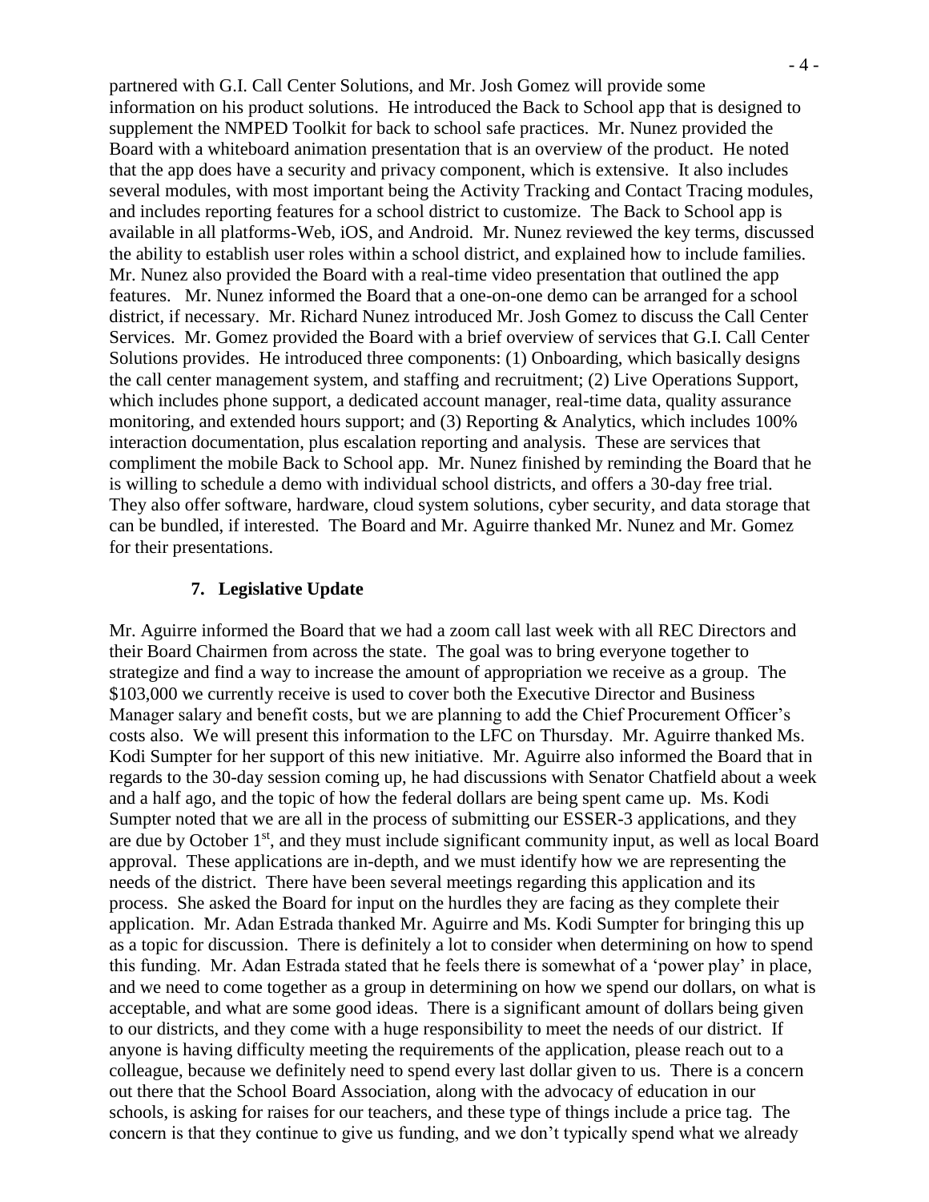partnered with G.I. Call Center Solutions, and Mr. Josh Gomez will provide some information on his product solutions. He introduced the Back to School app that is designed to supplement the NMPED Toolkit for back to school safe practices. Mr. Nunez provided the Board with a whiteboard animation presentation that is an overview of the product. He noted that the app does have a security and privacy component, which is extensive. It also includes several modules, with most important being the Activity Tracking and Contact Tracing modules, and includes reporting features for a school district to customize. The Back to School app is available in all platforms-Web, iOS, and Android. Mr. Nunez reviewed the key terms, discussed the ability to establish user roles within a school district, and explained how to include families. Mr. Nunez also provided the Board with a real-time video presentation that outlined the app features. Mr. Nunez informed the Board that a one-on-one demo can be arranged for a school district, if necessary. Mr. Richard Nunez introduced Mr. Josh Gomez to discuss the Call Center Services. Mr. Gomez provided the Board with a brief overview of services that G.I. Call Center Solutions provides. He introduced three components: (1) Onboarding, which basically designs the call center management system, and staffing and recruitment; (2) Live Operations Support, which includes phone support, a dedicated account manager, real-time data, quality assurance monitoring, and extended hours support; and (3) Reporting & Analytics, which includes 100% interaction documentation, plus escalation reporting and analysis. These are services that compliment the mobile Back to School app. Mr. Nunez finished by reminding the Board that he is willing to schedule a demo with individual school districts, and offers a 30-day free trial. They also offer software, hardware, cloud system solutions, cyber security, and data storage that can be bundled, if interested. The Board and Mr. Aguirre thanked Mr. Nunez and Mr. Gomez for their presentations.

**7. Legislative Update**

Mr. Aguirre informed the Board that we had a zoom call last week with all REC Directors and their Board Chairmen from across the state. The goal was to bring everyone together to strategize and find a way to increase the amount of appropriation we receive as a group. The $103,000 we currently receive is used to cover both the Executive Director and Business Manager salary and benefit costs, but we are planning to add the Chief Procurement Officer's costs also. We will present this information to the LFC on Thursday. Mr. Aguirre thanked Ms. Kodi Sumpter for her support of this new initiative. Mr. Aguirre also informed the Board that in regards to the 30-day session coming up, he had discussions with Senator Chatfield about a week and a half ago, and the topic of how the federal dollars are being spent came up. Ms. Kodi Sumpter noted that we are all in the process of submitting our ESSER-3 applications, and they are due by October 1st, and they must include significant community input, as well as local Board approval. These applications are in-depth, and we must identify how we are representing the needs of the district. There have been several meetings regarding this application and its process. She asked the Board for input on the hurdles they are facing as they complete their application. Mr. Adan Estrada thanked Mr. Aguirre and Ms. Kodi Sumpter for bringing this up as a topic for discussion. There is definitely a lot to consider when determining on how to spend this funding. Mr. Adan Estrada stated that he feels there is somewhat of a 'power play' in place, and we need to come together as a group in determining on how we spend our dollars, on what is acceptable, and what are some good ideas. There is a significant amount of dollars being given to our districts, and they come with a huge responsibility to meet the needs of our district. If anyone is having difficulty meeting the requirements of the application, please reach out to a colleague, because we definitely need to spend every last dollar given to us. There is a concern out there that the School Board Association, along with the advocacy of education in our schools, is asking for raises for our teachers, and these type of things include a price tag. The concern is that they continue to give us funding, and we don't typically spend what we already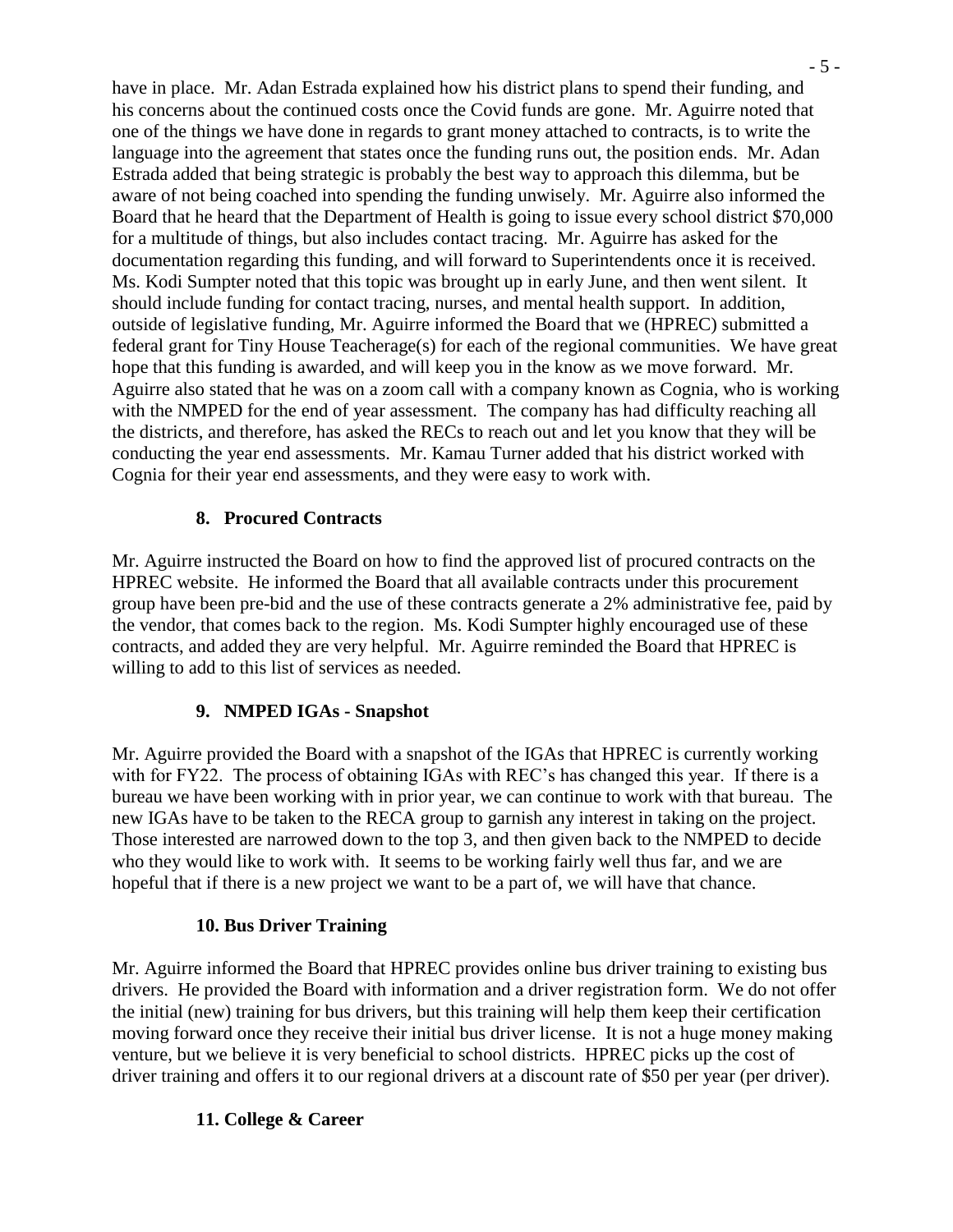have in place. Mr. Adan Estrada explained how his district plans to spend their funding, and his concerns about the continued costs once the Covid funds are gone. Mr. Aguirre noted that one of the things we have done in regards to grant money attached to contracts, is to write the language into the agreement that states once the funding runs out, the position ends. Mr. Adan Estrada added that being strategic is probably the best way to approach this dilemma, but be aware of not being coached into spending the funding unwisely. Mr. Aguirre also informed the Board that he heard that the Department of Health is going to issue every school district $70,000 for a multitude of things, but also includes contact tracing. Mr. Aguirre has asked for the documentation regarding this funding, and will forward to Superintendents once it is received. Ms. Kodi Sumpter noted that this topic was brought up in early June, and then went silent. It should include funding for contact tracing, nurses, and mental health support. In addition, outside of legislative funding, Mr. Aguirre informed the Board that we (HPREC) submitted a federal grant for Tiny House Teacherage(s) for each of the regional communities. We have great hope that this funding is awarded, and will keep you in the know as we move forward. Mr. Aguirre also stated that he was on a zoom call with a company known as Cognia, who is working with the NMPED for the end of year assessment. The company has had difficulty reaching all the districts, and therefore, has asked the RECs to reach out and let you know that they will be conducting the year end assessments. Mr. Kamau Turner added that his district worked with Cognia for their year end assessments, and they were easy to work with.

### 8. Procured Contracts

Mr. Aguirre instructed the Board on how to find the approved list of procured contracts on the HPREC website. He informed the Board that all available contracts under this procurement group have been pre-bid and the use of these contracts generate a 2% administrative fee, paid by the vendor, that comes back to the region. Ms. Kodi Sumpter highly encouraged use of these contracts, and added they are very helpful. Mr. Aguirre reminded the Board that HPREC is willing to add to this list of services as needed.

### 9. NMPED IGAs - Snapshot

Mr. Aguirre provided the Board with a snapshot of the IGAs that HPREC is currently working with for FY22. The process of obtaining IGAs with REC's has changed this year. If there is a bureau we have been working with in prior year, we can continue to work with that bureau. The new IGAs have to be taken to the RECA group to garnish any interest in taking on the project. Those interested are narrowed down to the top 3, and then given back to the NMPED to decide who they would like to work with. It seems to be working fairly well thus far, and we are hopeful that if there is a new project we want to be a part of, we will have that chance.

### 10. Bus Driver Training

Mr. Aguirre informed the Board that HPREC provides online bus driver training to existing bus drivers. He provided the Board with information and a driver registration form. We do not offer the initial (new) training for bus drivers, but this training will help them keep their certification moving forward once they receive their initial bus driver license. It is not a huge money making venture, but we believe it is very beneficial to school districts. HPREC picks up the cost of driver training and offers it to our regional drivers at a discount rate of $50 per year (per driver).

### 11. College & Career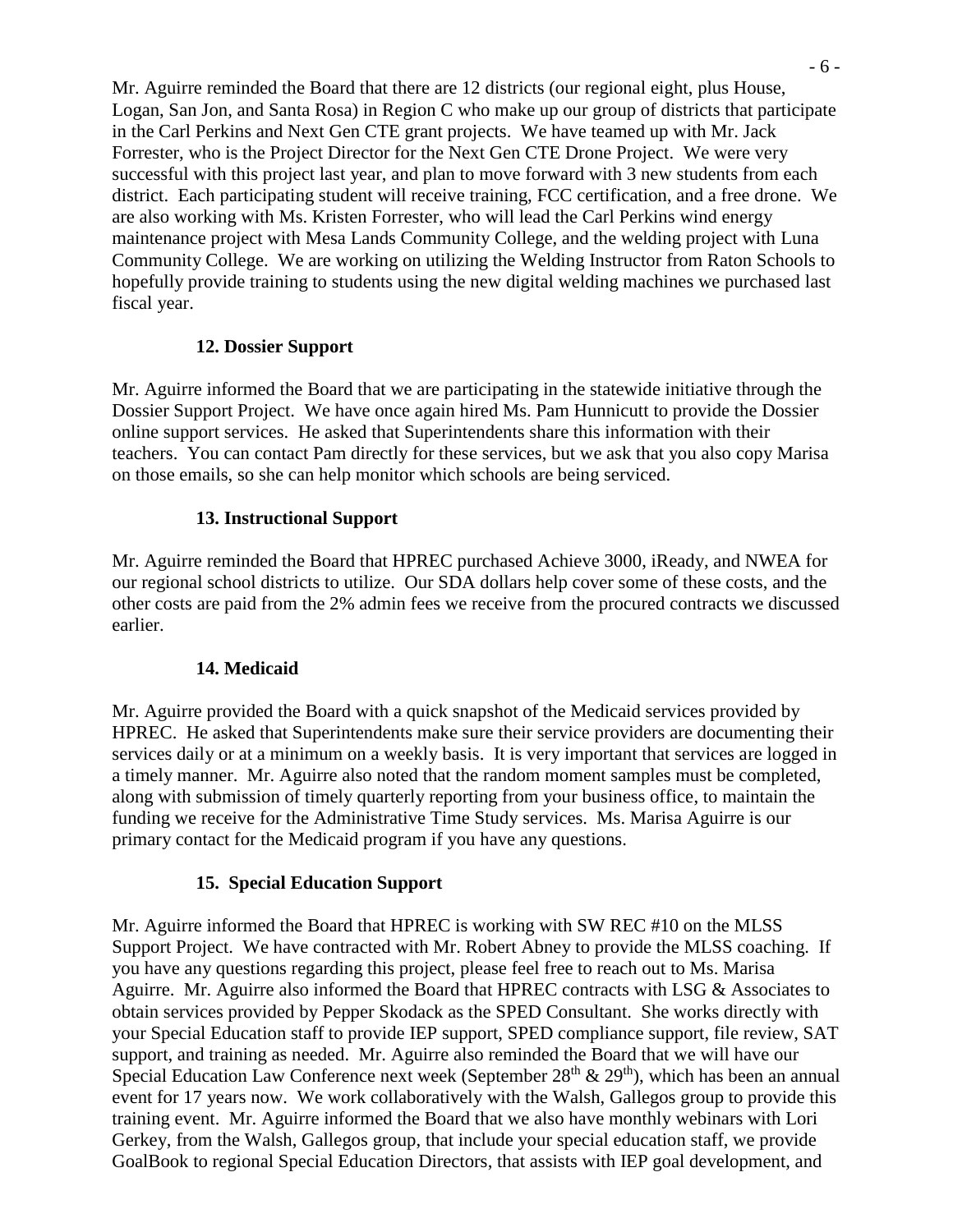Mr. Aguirre reminded the Board that there are 12 districts (our regional eight, plus House, Logan, San Jon, and Santa Rosa) in Region C who make up our group of districts that participate in the Carl Perkins and Next Gen CTE grant projects. We have teamed up with Mr. Jack Forrester, who is the Project Director for the Next Gen CTE Drone Project. We were very successful with this project last year, and plan to move forward with 3 new students from each district. Each participating student will receive training, FCC certification, and a free drone. We are also working with Ms. Kristen Forrester, who will lead the Carl Perkins wind energy maintenance project with Mesa Lands Community College, and the welding project with Luna Community College. We are working on utilizing the Welding Instructor from Raton Schools to hopefully provide training to students using the new digital welding machines we purchased last fiscal year.

**12. Dossier Support**

Mr. Aguirre informed the Board that we are participating in the statewide initiative through the Dossier Support Project. We have once again hired Ms. Pam Hunnicutt to provide the Dossier online support services. He asked that Superintendents share this information with their teachers. You can contact Pam directly for these services, but we ask that you also copy Marisa on those emails, so she can help monitor which schools are being serviced.

**13. Instructional Support**

Mr. Aguirre reminded the Board that HPREC purchased Achieve 3000, iReady, and NWEA for our regional school districts to utilize. Our SDA dollars help cover some of these costs, and the other costs are paid from the 2% admin fees we receive from the procured contracts we discussed earlier.

**14. Medicaid**

Mr. Aguirre provided the Board with a quick snapshot of the Medicaid services provided by HPREC. He asked that Superintendents make sure their service providers are documenting their services daily or at a minimum on a weekly basis. It is very important that services are logged in a timely manner. Mr. Aguirre also noted that the random moment samples must be completed, along with submission of timely quarterly reporting from your business office, to maintain the funding we receive for the Administrative Time Study services. Ms. Marisa Aguirre is our primary contact for the Medicaid program if you have any questions.

**15. Special Education Support**

Mr. Aguirre informed the Board that HPREC is working with SW REC #10 on the MLSS Support Project. We have contracted with Mr. Robert Abney to provide the MLSS coaching. If you have any questions regarding this project, please feel free to reach out to Ms. Marisa Aguirre. Mr. Aguirre also informed the Board that HPREC contracts with LSG & Associates to obtain services provided by Pepper Skodack as the SPED Consultant. She works directly with your Special Education staff to provide IEP support, SPED compliance support, file review, SAT support, and training as needed. Mr. Aguirre also reminded the Board that we will have our Special Education Law Conference next week (September 28th & 29th), which has been an annual event for 17 years now. We work collaboratively with the Walsh, Gallegos group to provide this training event. Mr. Aguirre informed the Board that we also have monthly webinars with Lori Gerkey, from the Walsh, Gallegos group, that include your special education staff, we provide GoalBook to regional Special Education Directors, that assists with IEP goal development, and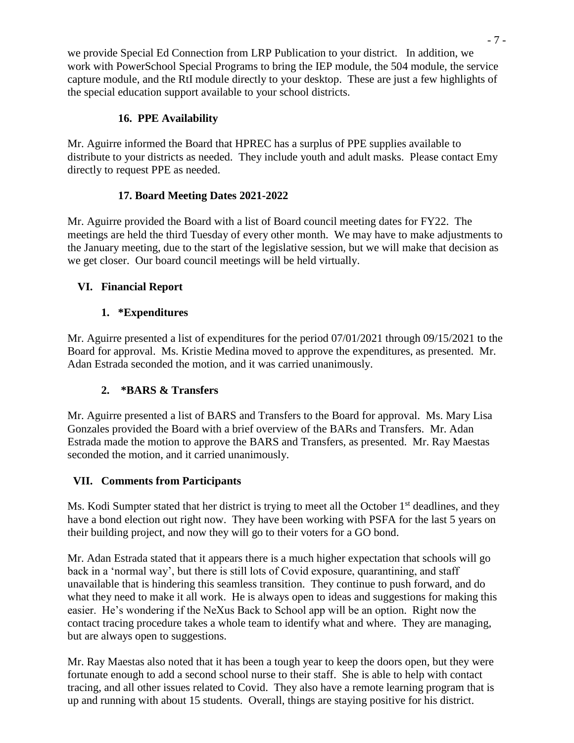we provide Special Ed Connection from LRP Publication to your district. In addition, we work with PowerSchool Special Programs to bring the IEP module, the 504 module, the service capture module, and the RtI module directly to your desktop. These are just a few highlights of the special education support available to your school districts.

### 16. PPE Availability

Mr. Aguirre informed the Board that HPREC has a surplus of PPE supplies available to distribute to your districts as needed. They include youth and adult masks. Please contact Emy directly to request PPE as needed.

### 17. Board Meeting Dates 2021-2022

Mr. Aguirre provided the Board with a list of Board council meeting dates for FY22. The meetings are held the third Tuesday of every other month. We may have to make adjustments to the January meeting, due to the start of the legislative session, but we will make that decision as we get closer. Our board council meetings will be held virtually.

## VI. Financial Report

### 1. *Expenditures

Mr. Aguirre presented a list of expenditures for the period 07/01/2021 through 09/15/2021 to the Board for approval. Ms. Kristie Medina moved to approve the expenditures, as presented. Mr. Adan Estrada seconded the motion, and it was carried unanimously.

### 2. *BARS & Transfers

Mr. Aguirre presented a list of BARS and Transfers to the Board for approval. Ms. Mary Lisa Gonzales provided the Board with a brief overview of the BARs and Transfers. Mr. Adan Estrada made the motion to approve the BARS and Transfers, as presented. Mr. Ray Maestas seconded the motion, and it carried unanimously.

## VII. Comments from Participants

Ms. Kodi Sumpter stated that her district is trying to meet all the October 1st deadlines, and they have a bond election out right now. They have been working with PSFA for the last 5 years on their building project, and now they will go to their voters for a GO bond.

Mr. Adan Estrada stated that it appears there is a much higher expectation that schools will go back in a 'normal way', but there is still lots of Covid exposure, quarantining, and staff unavailable that is hindering this seamless transition. They continue to push forward, and do what they need to make it all work. He is always open to ideas and suggestions for making this easier. He's wondering if the NeXus Back to School app will be an option. Right now the contact tracing procedure takes a whole team to identify what and where. They are managing, but are always open to suggestions.

Mr. Ray Maestas also noted that it has been a tough year to keep the doors open, but they were fortunate enough to add a second school nurse to their staff. She is able to help with contact tracing, and all other issues related to Covid. They also have a remote learning program that is up and running with about 15 students. Overall, things are staying positive for his district.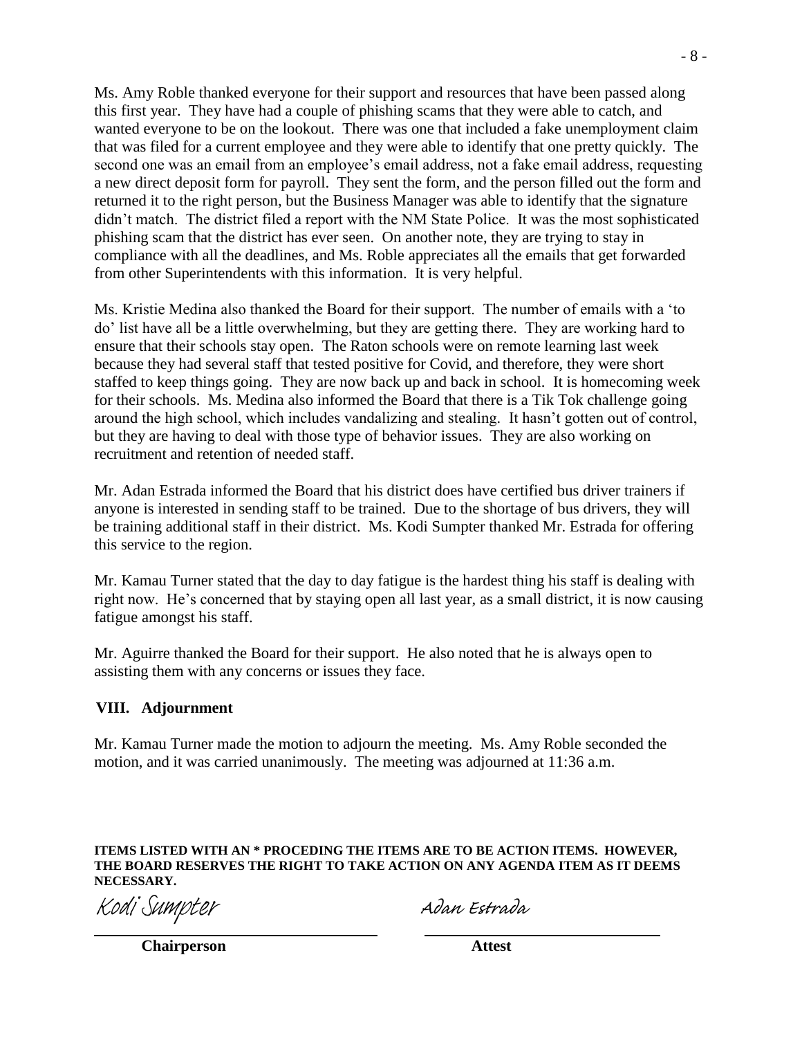Ms. Amy Roble thanked everyone for their support and resources that have been passed along this first year. They have had a couple of phishing scams that they were able to catch, and wanted everyone to be on the lookout. There was one that included a fake unemployment claim that was filed for a current employee and they were able to identify that one pretty quickly. The second one was an email from an employee's email address, not a fake email address, requesting a new direct deposit form for payroll. They sent the form, and the person filled out the form and returned it to the right person, but the Business Manager was able to identify that the signature didn't match. The district filed a report with the NM State Police. It was the most sophisticated phishing scam that the district has ever seen. On another note, they are trying to stay in compliance with all the deadlines, and Ms. Roble appreciates all the emails that get forwarded from other Superintendents with this information. It is very helpful.

Ms. Kristie Medina also thanked the Board for their support. The number of emails with a 'to do' list have all be a little overwhelming, but they are getting there. They are working hard to ensure that their schools stay open. The Raton schools were on remote learning last week because they had several staff that tested positive for Covid, and therefore, they were short staffed to keep things going. They are now back up and back in school. It is homecoming week for their schools. Ms. Medina also informed the Board that there is a Tik Tok challenge going around the high school, which includes vandalizing and stealing. It hasn't gotten out of control, but they are having to deal with those type of behavior issues. They are also working on recruitment and retention of needed staff.

Mr. Adan Estrada informed the Board that his district does have certified bus driver trainers if anyone is interested in sending staff to be trained. Due to the shortage of bus drivers, they will be training additional staff in their district. Ms. Kodi Sumpter thanked Mr. Estrada for offering this service to the region.

Mr. Kamau Turner stated that the day to day fatigue is the hardest thing his staff is dealing with right now. He's concerned that by staying open all last year, as a small district, it is now causing fatigue amongst his staff.

Mr. Aguirre thanked the Board for their support. He also noted that he is always open to assisting them with any concerns or issues they face.

## VIII. Adjournment

Mr. Kamau Turner made the motion to adjourn the meeting. Ms. Amy Roble seconded the motion, and it was carried unanimously. The meeting was adjourned at 11:36 a.m.

**ITEMS LISTED WITH AN * PROCEDING THE ITEMS ARE TO BE ACTION ITEMS. HOWEVER, THE BOARD RESERVES THE RIGHT TO TAKE ACTION ON ANY AGENDA ITEM AS IT DEEMS NECESSARY.**

*Kodi Sumpter* — **Chairperson**

*Adan Estrada* — **Attest**